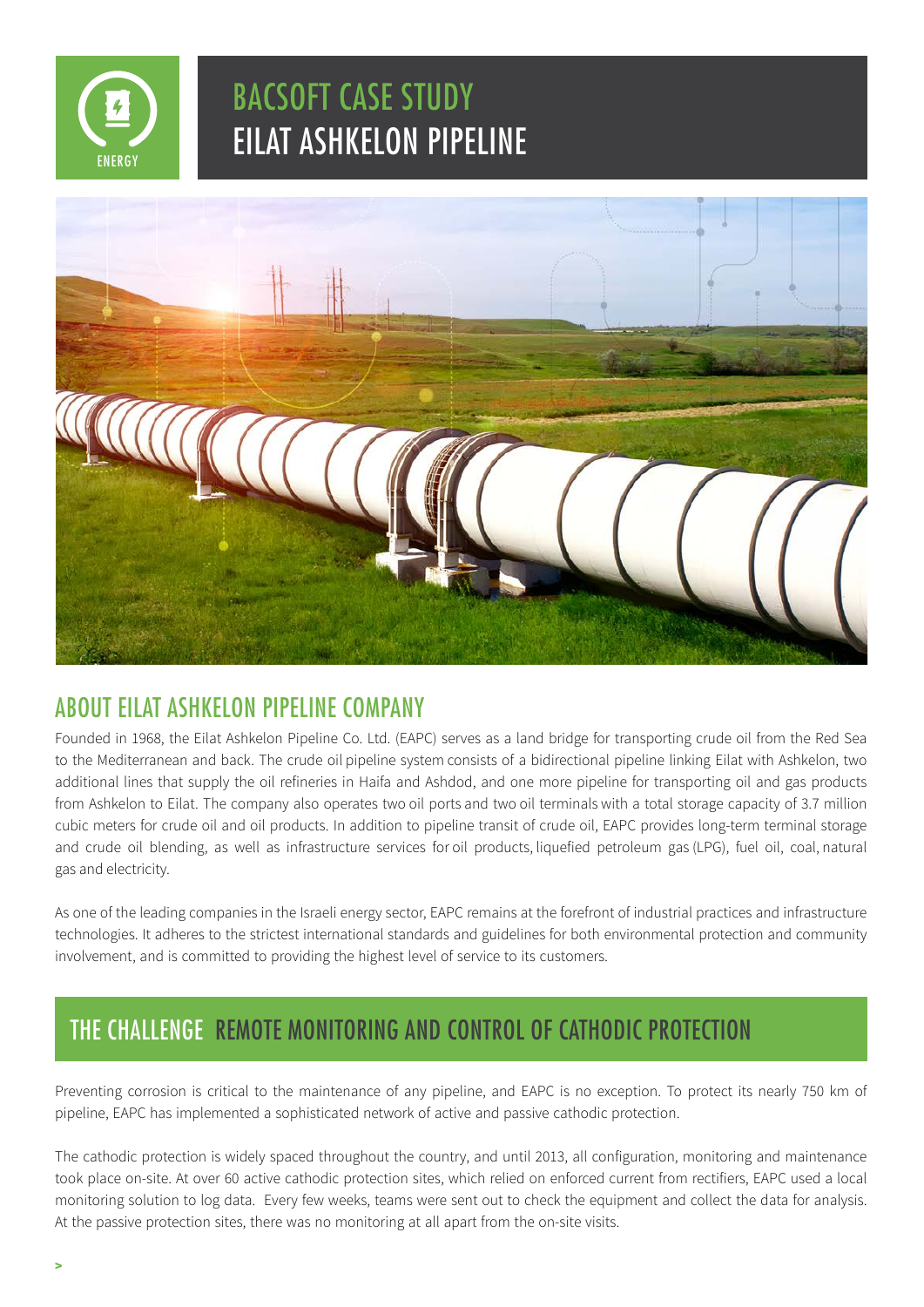# BACSOFT CASE STUDY
# EILAT ASHKELON PIPELINE

ENERGY

## ABOUT EILAT ASHKELON PIPELINE COMPANY

Founded in 1968, the Eilat Ashkelon Pipeline Co. Ltd. (EAPC) serves as a land bridge for transporting crude oil from the Red Sea to the Mediterranean and back. The crude oil pipeline system consists of a bidirectional pipeline linking Eilat with Ashkelon, two additional lines that supply the oil refineries in Haifa and Ashdod, and one more pipeline for transporting oil and gas products from Ashkelon to Eilat. The company also operates two oil ports and two oil terminals with a total storage capacity of 3.7 million cubic meters for crude oil and oil products. In addition to pipeline transit of crude oil, EAPC provides long-term terminal storage and crude oil blending, as well as infrastructure services for oil products, liquefied petroleum gas (LPG), fuel oil, coal, natural gas and electricity.

As one of the leading companies in the Israeli energy sector, EAPC remains at the forefront of industrial practices and infrastructure technologies. It adheres to the strictest international standards and guidelines for both environmental protection and community involvement, and is committed to providing the highest level of service to its customers.

## THE CHALLENGE REMOTE MONITORING AND CONTROL OF CATHODIC PROTECTION

Preventing corrosion is critical to the maintenance of any pipeline, and EAPC is no exception. To protect its nearly 750 km of pipeline, EAPC has implemented a sophisticated network of active and passive cathodic protection.

The cathodic protection is widely spaced throughout the country, and until 2013, all configuration, monitoring and maintenance took place on-site. At over 60 active cathodic protection sites, which relied on enforced current from rectifiers, EAPC used a local monitoring solution to log data. Every few weeks, teams were sent out to check the equipment and collect the data for analysis. At the passive protection sites, there was no monitoring at all apart from the on-site visits.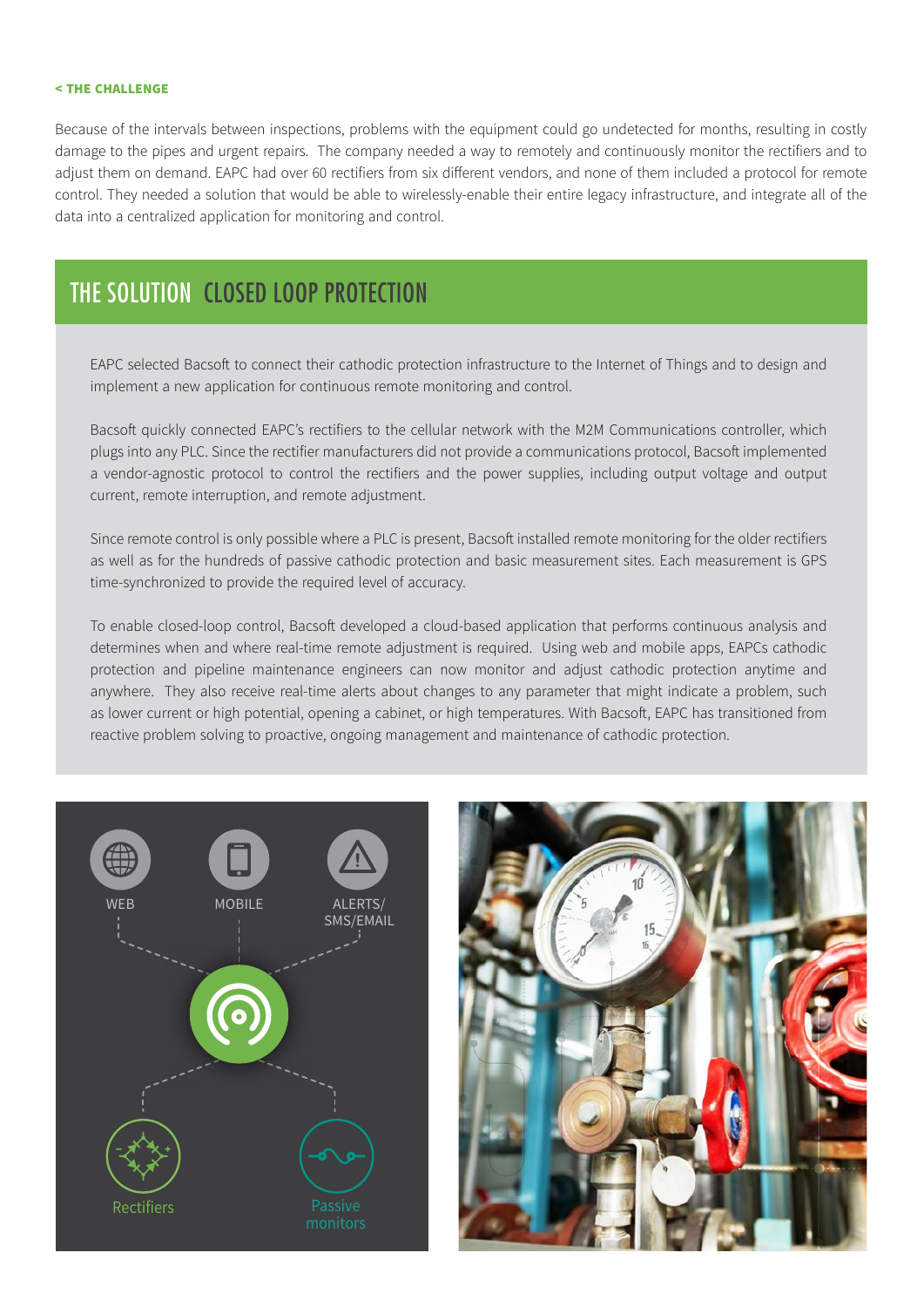**< THE CHALLENGE**

Because of the intervals between inspections, problems with the equipment could go undetected for months, resulting in costly damage to the pipes and urgent repairs. The company needed a way to remotely and continuously monitor the rectifiers and to adjust them on demand. EAPC had over 60 rectifiers from six different vendors, and none of them included a protocol for remote control. They needed a solution that would be able to wirelessly-enable their entire legacy infrastructure, and integrate all of the data into a centralized application for monitoring and control.

## THE SOLUTION CLOSED LOOP PROTECTION

EAPC selected Bacsoft to connect their cathodic protection infrastructure to the Internet of Things and to design and implement a new application for continuous remote monitoring and control.

Bacsoft quickly connected EAPC's rectifiers to the cellular network with the M2M Communications controller, which plugs into any PLC. Since the rectifier manufacturers did not provide a communications protocol, Bacsoft implemented a vendor-agnostic protocol to control the rectifiers and the power supplies, including output voltage and output current, remote interruption, and remote adjustment.

Since remote control is only possible where a PLC is present, Bacsoft installed remote monitoring for the older rectifiers as well as for the hundreds of passive cathodic protection and basic measurement sites. Each measurement is GPS time-synchronized to provide the required level of accuracy.

To enable closed-loop control, Bacsoft developed a cloud-based application that performs continuous analysis and determines when and where real-time remote adjustment is required. Using web and mobile apps, EAPCs cathodic protection and pipeline maintenance engineers can now monitor and adjust cathodic protection anytime and anywhere. They also receive real-time alerts about changes to any parameter that might indicate a problem, such as lower current or high potential, opening a cabinet, or high temperatures. With Bacsoft, EAPC has transitioned from reactive problem solving to proactive, ongoing management and maintenance of cathodic protection.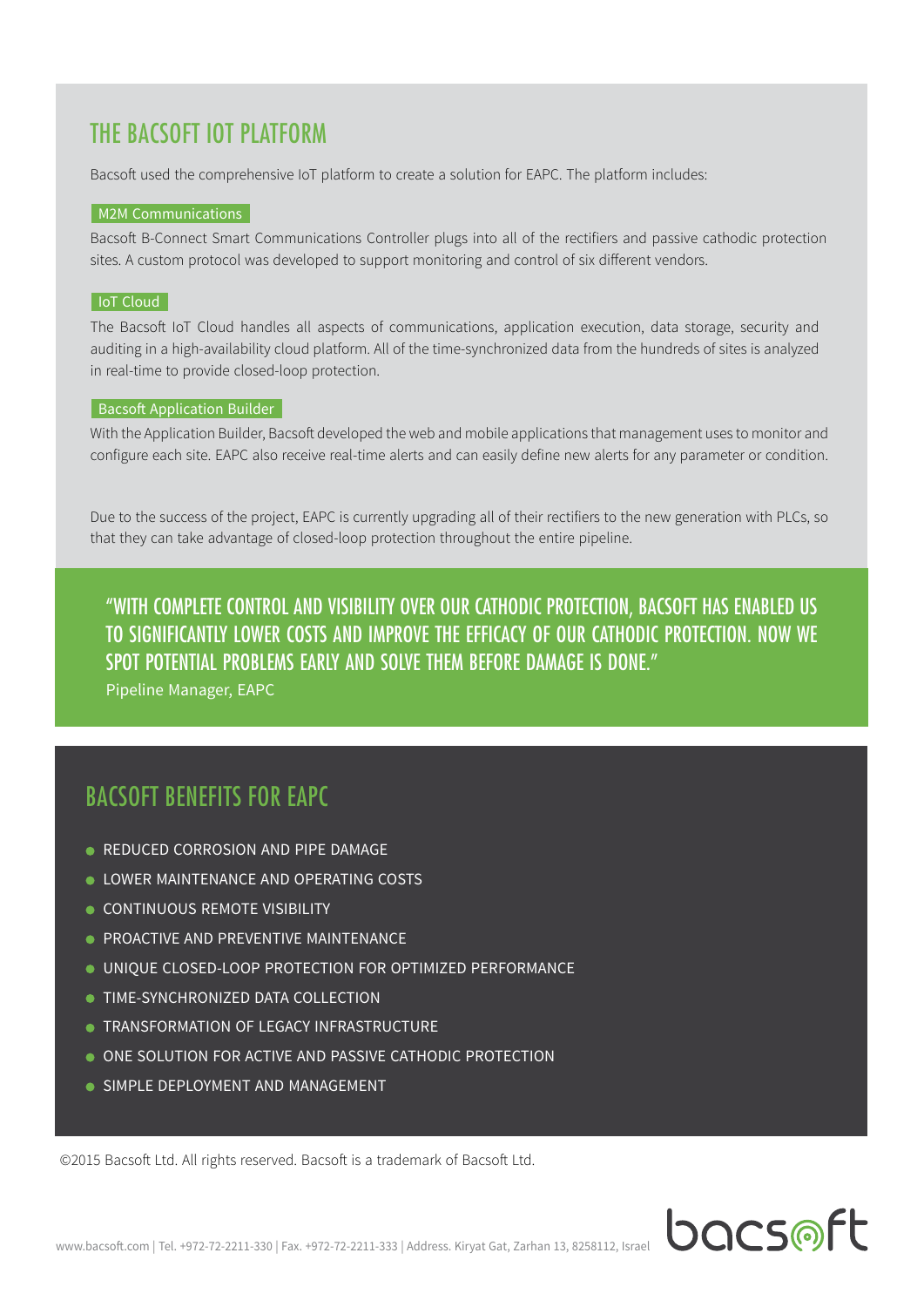## THE BACSOFT IOT PLATFORM

Bacsoft used the comprehensive IoT platform to create a solution for EAPC. The platform includes:

### M2M Communications

Bacsoft B-Connect Smart Communications Controller plugs into all of the rectifiers and passive cathodic protection sites. A custom protocol was developed to support monitoring and control of six different vendors.

### IoT Cloud

The Bacsoft IoT Cloud handles all aspects of communications, application execution, data storage, security and auditing in a high-availability cloud platform. All of the time-synchronized data from the hundreds of sites is analyzed in real-time to provide closed-loop protection.

### Bacsoft Application Builder

With the Application Builder, Bacsoft developed the web and mobile applications that management uses to monitor and configure each site. EAPC also receive real-time alerts and can easily define new alerts for any parameter or condition.

Due to the success of the project, EAPC is currently upgrading all of their rectifiers to the new generation with PLCs, so that they can take advantage of closed-loop protection throughout the entire pipeline.

> "WITH COMPLETE CONTROL AND VISIBILITY OVER OUR CATHODIC PROTECTION, BACSOFT HAS ENABLED US TO SIGNIFICANTLY LOWER COSTS AND IMPROVE THE EFFICACY OF OUR CATHODIC PROTECTION. NOW WE SPOT POTENTIAL PROBLEMS EARLY AND SOLVE THEM BEFORE DAMAGE IS DONE."
>
> Pipeline Manager, EAPC

## BACSOFT BENEFITS FOR EAPC

- REDUCED CORROSION AND PIPE DAMAGE
- LOWER MAINTENANCE AND OPERATING COSTS
- CONTINUOUS REMOTE VISIBILITY
- PROACTIVE AND PREVENTIVE MAINTENANCE
- UNIQUE CLOSED-LOOP PROTECTION FOR OPTIMIZED PERFORMANCE
- TIME-SYNCHRONIZED DATA COLLECTION
- TRANSFORMATION OF LEGACY INFRASTRUCTURE
- ONE SOLUTION FOR ACTIVE AND PASSIVE CATHODIC PROTECTION
- SIMPLE DEPLOYMENT AND MANAGEMENT

©2015 Bacsoft Ltd. All rights reserved. Bacsoft is a trademark of Bacsoft Ltd.

www.bacsoft.com | Tel. +972-72-2211-330 | Fax. +972-72-2211-333 | Address. Kiryat Gat, Zarhan 13, 8258112, Israel

bacsoft